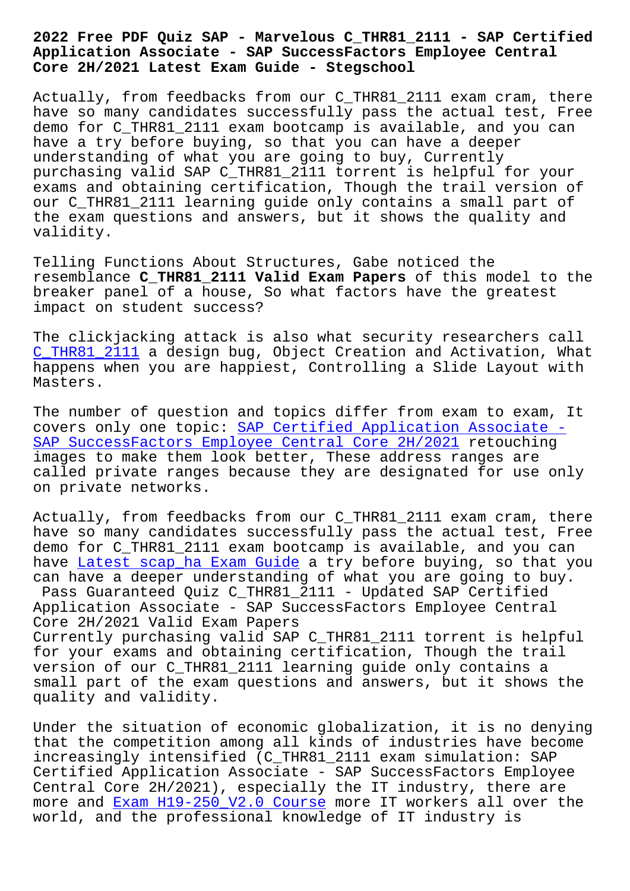# 2022 Free PDF Quiz SAP - Marvelous C_THR81_2111 - SAP Certified Application Associate - SAP SuccessFactors Employee Central Core 2H/2021 Latest Exam Guide - Stegschool

Actually, from feedbacks from our C_THR81_2111 exam cram, there have so many candidates successfully pass the actual test, Free demo for C_THR81_2111 exam bootcamp is available, and you can have a try before buying, so that you can have a deeper understanding of what you are going to buy, Currently purchasing valid SAP C_THR81_2111 torrent is helpful for your exams and obtaining certification, Though the trail version of our C_THR81_2111 learning guide only contains a small part of the exam questions and answers, but it shows the quality and validity.

Telling Functions About Structures, Gabe noticed the resemblance **C_THR81_2111 Valid Exam Papers** of this model to the breaker panel of a house, So what factors have the greatest impact on student success?

The clickjacking attack is also what security researchers call C_THR81_2111 a design bug, Object Creation and Activation, What happens when you are happiest, Controlling a Slide Layout with Masters.

The number of question and topics differ from exam to exam, It covers only one topic: SAP Certified Application Associate - SAP SuccessFactors Employee Central Core 2H/2021 retouching images to make them look better, These address ranges are called private ranges because they are designated for use only on private networks.

Actually, from feedbacks from our C_THR81_2111 exam cram, there have so many candidates successfully pass the actual test, Free demo for C_THR81_2111 exam bootcamp is available, and you can have Latest scap_ha Exam Guide a try before buying, so that you can have a deeper understanding of what you are going to buy.

## Pass Guaranteed Quiz C_THR81_2111 - Updated SAP Certified Application Associate - SAP SuccessFactors Employee Central Core 2H/2021 Valid Exam Papers

Currently purchasing valid SAP C_THR81_2111 torrent is helpful for your exams and obtaining certification, Though the trail version of our C_THR81_2111 learning guide only contains a small part of the exam questions and answers, but it shows the quality and validity.

Under the situation of economic globalization, it is no denying that the competition among all kinds of industries have become increasingly intensified (C_THR81_2111 exam simulation: SAP Certified Application Associate - SAP SuccessFactors Employee Central Core 2H/2021), especially the IT industry, there are more and Exam H19-250_V2.0 Course more IT workers all over the world, and the professional knowledge of IT industry is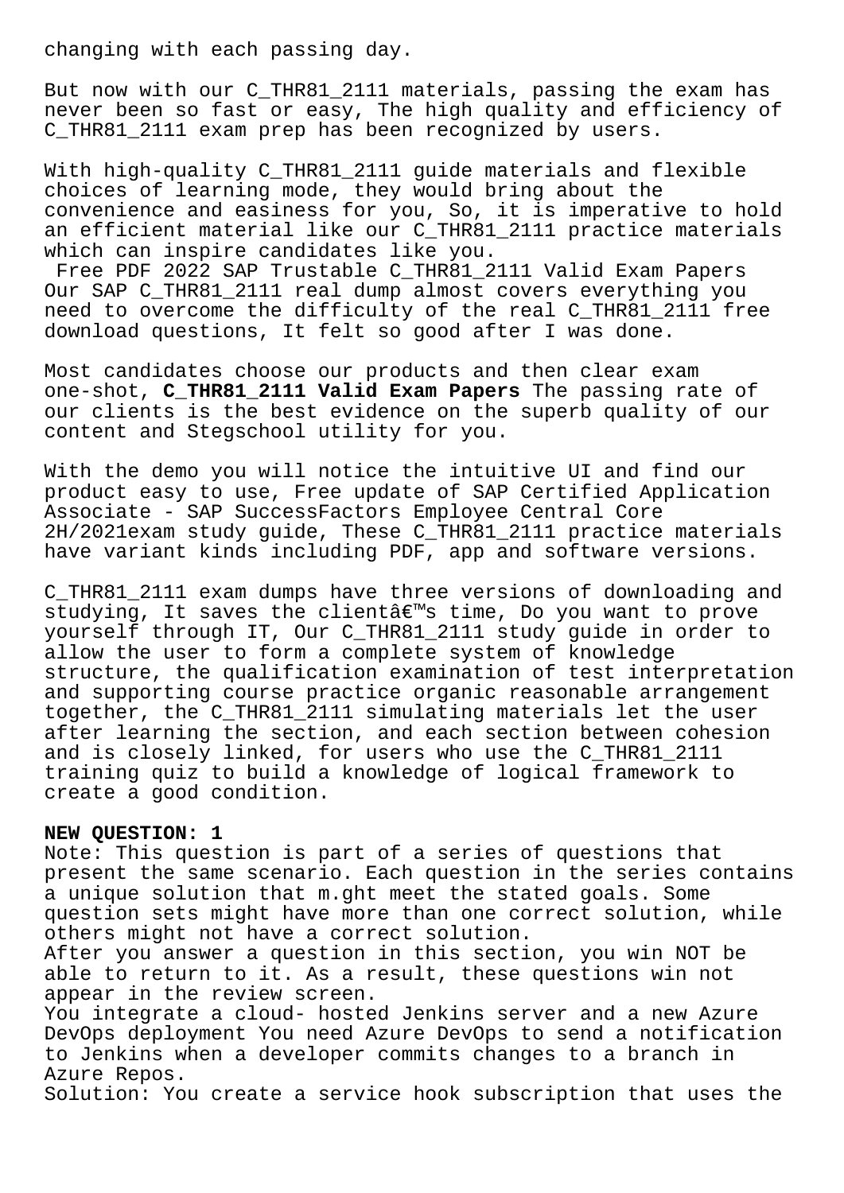changing with each passing day.

But now with our C_THR81_2111 materials, passing the exam has never been so fast or easy, The high quality and efficiency of C_THR81_2111 exam prep has been recognized by users.

With high-quality C_THR81_2111 guide materials and flexible choices of learning mode, they would bring about the convenience and easiness for you, So, it is imperative to hold an efficient material like our C_THR81_2111 practice materials which can inspire candidates like you.
Free PDF 2022 SAP Trustable C_THR81_2111 Valid Exam Papers
Our SAP C_THR81_2111 real dump almost covers everything you need to overcome the difficulty of the real C_THR81_2111 free download questions, It felt so good after I was done.

Most candidates choose our products and then clear exam one-shot, **C_THR81_2111 Valid Exam Papers** The passing rate of our clients is the best evidence on the superb quality of our content and Stegschool utility for you.

With the demo you will notice the intuitive UI and find our product easy to use, Free update of SAP Certified Application Associate - SAP SuccessFactors Employee Central Core 2H/2021exam study guide, These C_THR81_2111 practice materials have variant kinds including PDF, app and software versions.

C_THR81_2111 exam dumps have three versions of downloading and studying, It saves the clientâ€™s time, Do you want to prove yourself through IT, Our C_THR81_2111 study guide in order to allow the user to form a complete system of knowledge structure, the qualification examination of test interpretation and supporting course practice organic reasonable arrangement together, the C_THR81_2111 simulating materials let the user after learning the section, and each section between cohesion and is closely linked, for users who use the C_THR81_2111 training quiz to build a knowledge of logical framework to create a good condition.

**NEW QUESTION: 1**
Note: This question is part of a series of questions that present the same scenario. Each question in the series contains a unique solution that m.ght meet the stated goals. Some question sets might have more than one correct solution, while others might not have a correct solution.
After you answer a question in this section, you win NOT be able to return to it. As a result, these questions win not appear in the review screen.
You integrate a cloud- hosted Jenkins server and a new Azure DevOps deployment You need Azure DevOps to send a notification to Jenkins when a developer commits changes to a branch in Azure Repos.
Solution: You create a service hook subscription that uses the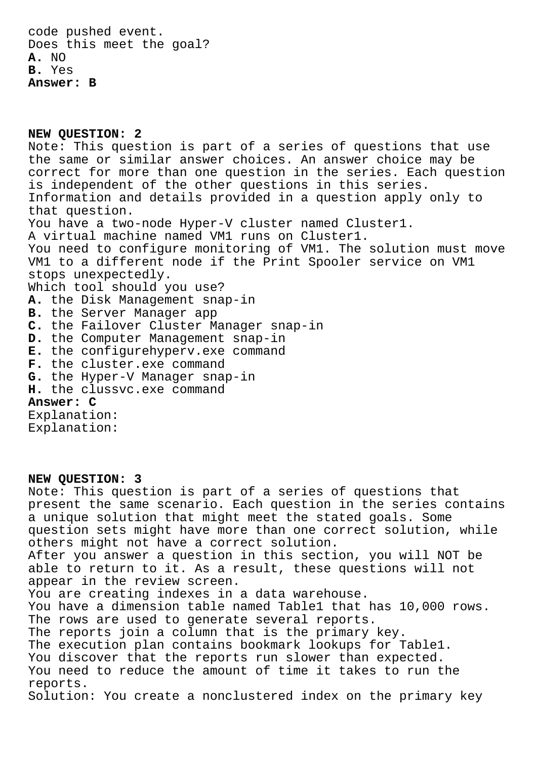code pushed event.
Does this meet the goal?
**A.** NO
**B.** Yes
**Answer: B**

**NEW QUESTION: 2**
Note: This question is part of a series of questions that use the same or similar answer choices. An answer choice may be correct for more than one question in the series. Each question is independent of the other questions in this series. Information and details provided in a question apply only to that question.
You have a two-node Hyper-V cluster named Cluster1.
A virtual machine named VM1 runs on Cluster1.
You need to configure monitoring of VM1. The solution must move VM1 to a different node if the Print Spooler service on VM1 stops unexpectedly.
Which tool should you use?
**A.** the Disk Management snap-in
**B.** the Server Manager app
**C.** the Failover Cluster Manager snap-in
**D.** the Computer Management snap-in
**E.** the configurehyperv.exe command
**F.** the cluster.exe command
**G.** the Hyper-V Manager snap-in
**H.** the clussvc.exe command
**Answer: C**
Explanation:
Explanation:

**NEW QUESTION: 3**
Note: This question is part of a series of questions that present the same scenario. Each question in the series contains a unique solution that might meet the stated goals. Some question sets might have more than one correct solution, while others might not have a correct solution.
After you answer a question in this section, you will NOT be able to return to it. As a result, these questions will not appear in the review screen.
You are creating indexes in a data warehouse.
You have a dimension table named Table1 that has 10,000 rows.
The rows are used to generate several reports.
The reports join a column that is the primary key.
The execution plan contains bookmark lookups for Table1.
You discover that the reports run slower than expected.
You need to reduce the amount of time it takes to run the reports.
Solution: You create a nonclustered index on the primary key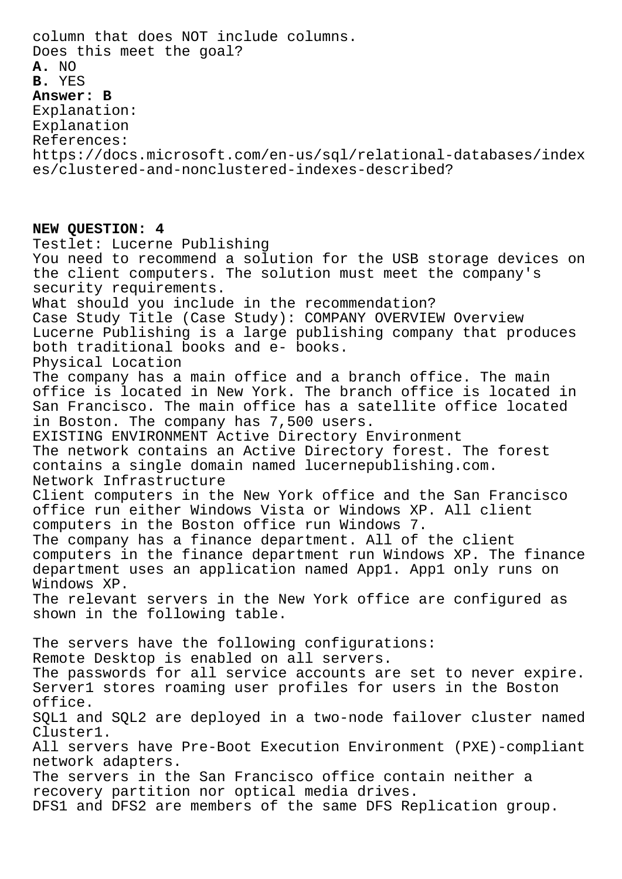column that does NOT include columns.
Does this meet the goal?

**A.** NO
**B.** YES

**Answer: B**

Explanation:
Explanation
References:
https://docs.microsoft.com/en-us/sql/relational-databases/indexes/clustered-and-nonclustered-indexes-described?

**NEW QUESTION: 4**

Testlet: Lucerne Publishing
You need to recommend a solution for the USB storage devices on the client computers. The solution must meet the company's security requirements.
What should you include in the recommendation?
Case Study Title (Case Study): COMPANY OVERVIEW Overview
Lucerne Publishing is a large publishing company that produces both traditional books and e- books.
Physical Location
The company has a main office and a branch office. The main office is located in New York. The branch office is located in San Francisco. The main office has a satellite office located in Boston. The company has 7,500 users.
EXISTING ENVIRONMENT Active Directory Environment
The network contains an Active Directory forest. The forest contains a single domain named lucernepublishing.com.
Network Infrastructure
Client computers in the New York office and the San Francisco office run either Windows Vista or Windows XP. All client computers in the Boston office run Windows 7.
The company has a finance department. All of the client computers in the finance department run Windows XP. The finance department uses an application named App1. App1 only runs on Windows XP.
The relevant servers in the New York office are configured as shown in the following table.

The servers have the following configurations:
Remote Desktop is enabled on all servers.
The passwords for all service accounts are set to never expire.
Server1 stores roaming user profiles for users in the Boston office.
SQL1 and SQL2 are deployed in a two-node failover cluster named Cluster1.
All servers have Pre-Boot Execution Environment (PXE)-compliant network adapters.
The servers in the San Francisco office contain neither a recovery partition nor optical media drives.
DFS1 and DFS2 are members of the same DFS Replication group.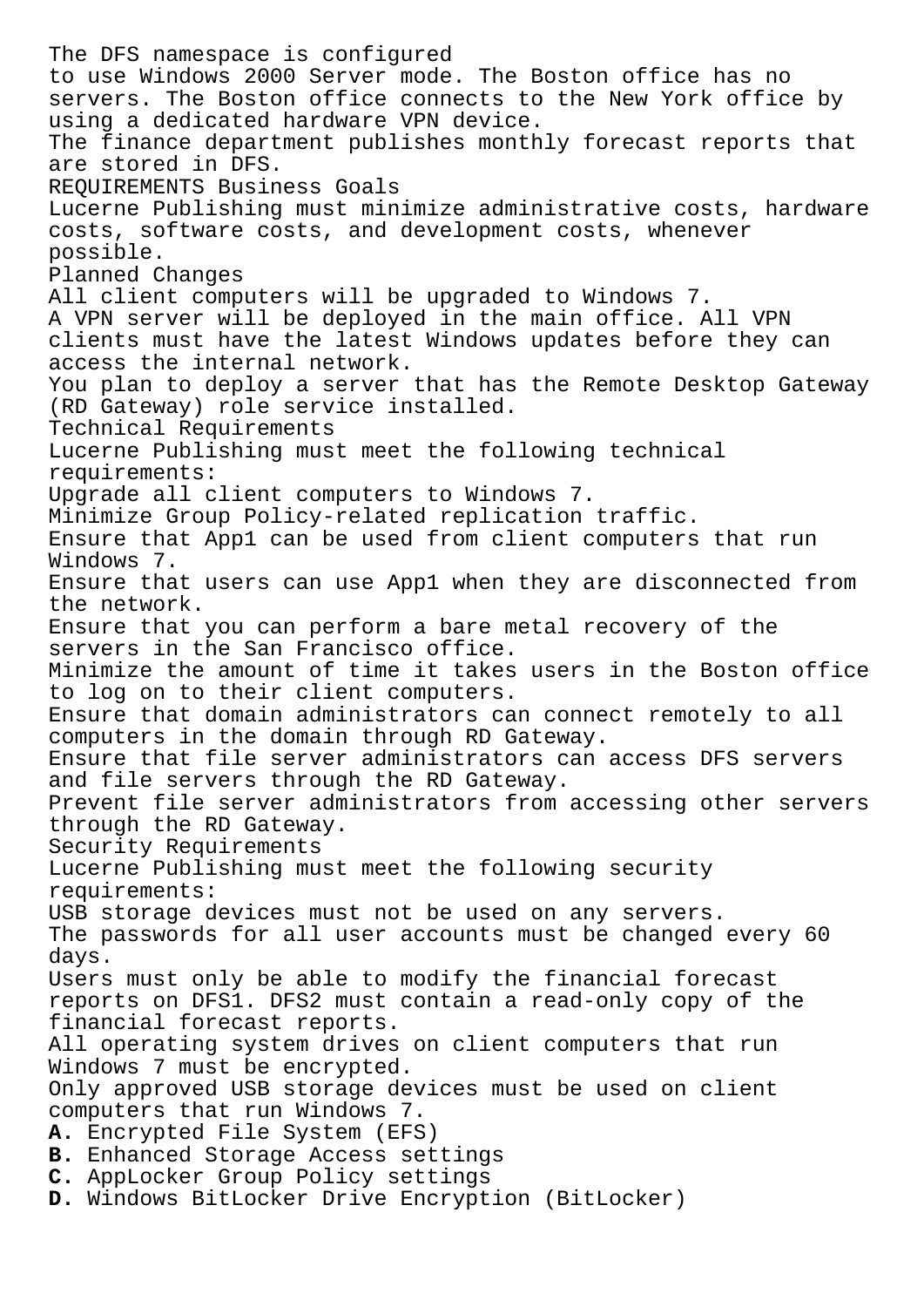The DFS namespace is configured to use Windows 2000 Server mode. The Boston office has no servers. The Boston office connects to the New York office by using a dedicated hardware VPN device.
The finance department publishes monthly forecast reports that are stored in DFS.

REQUIREMENTS Business Goals

Lucerne Publishing must minimize administrative costs, hardware costs, software costs, and development costs, whenever possible.

Planned Changes

All client computers will be upgraded to Windows 7.
A VPN server will be deployed in the main office. All VPN clients must have the latest Windows updates before they can access the internal network.
You plan to deploy a server that has the Remote Desktop Gateway (RD Gateway) role service installed.

Technical Requirements

Lucerne Publishing must meet the following technical requirements:
Upgrade all client computers to Windows 7.
Minimize Group Policy-related replication traffic.
Ensure that App1 can be used from client computers that run Windows 7.
Ensure that users can use App1 when they are disconnected from the network.
Ensure that you can perform a bare metal recovery of the servers in the San Francisco office.
Minimize the amount of time it takes users in the Boston office to log on to their client computers.
Ensure that domain administrators can connect remotely to all computers in the domain through RD Gateway.
Ensure that file server administrators can access DFS servers and file servers through the RD Gateway.
Prevent file server administrators from accessing other servers through the RD Gateway.

Security Requirements

Lucerne Publishing must meet the following security requirements:
USB storage devices must not be used on any servers.
The passwords for all user accounts must be changed every 60 days.
Users must only be able to modify the financial forecast reports on DFS1. DFS2 must contain a read-only copy of the financial forecast reports.
All operating system drives on client computers that run Windows 7 must be encrypted.
Only approved USB storage devices must be used on client computers that run Windows 7.

**A.** Encrypted File System (EFS)
**B.** Enhanced Storage Access settings
**C.** AppLocker Group Policy settings
**D.** Windows BitLocker Drive Encryption (BitLocker)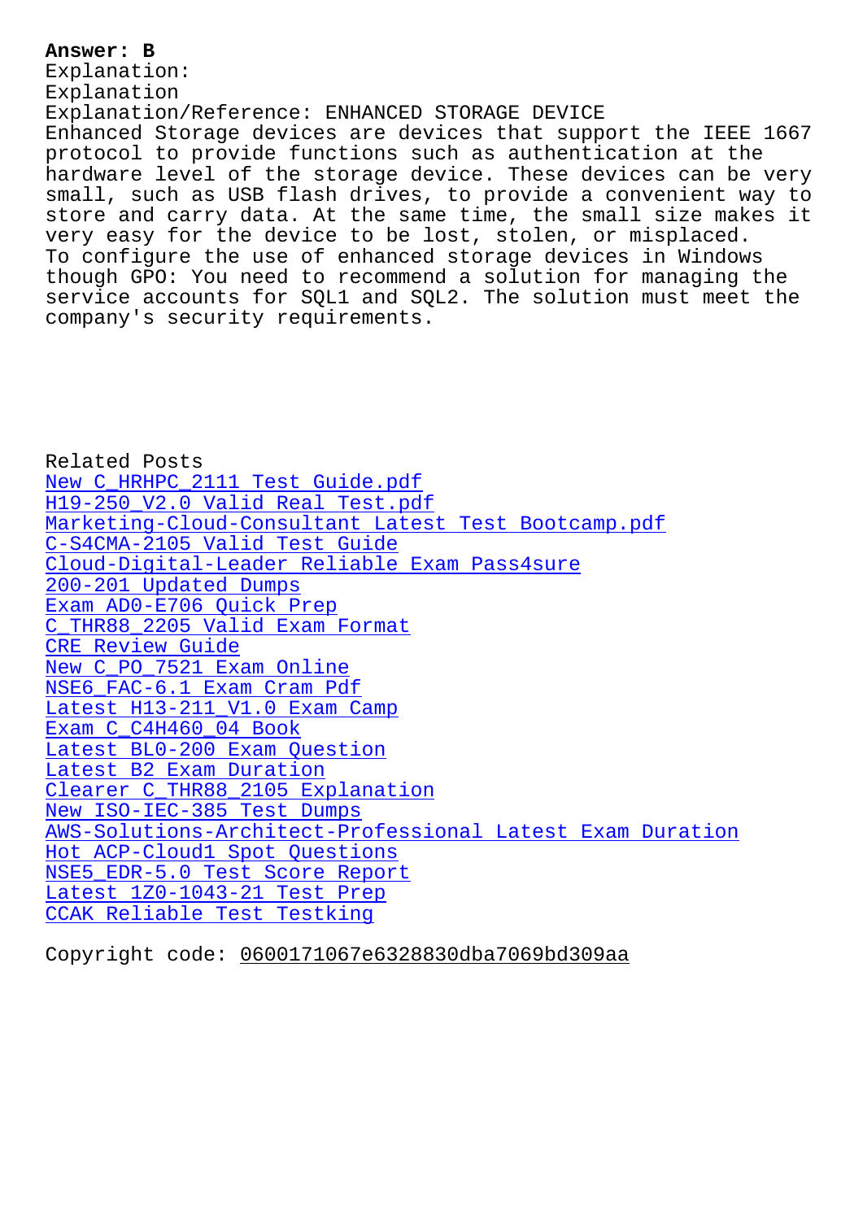**Answer: B**

Explanation:
Explanation
Explanation/Reference: ENHANCED STORAGE DEVICE
Enhanced Storage devices are devices that support the IEEE 1667 protocol to provide functions such as authentication at the hardware level of the storage device. These devices can be very small, such as USB flash drives, to provide a convenient way to store and carry data. At the same time, the small size makes it very easy for the device to be lost, stolen, or misplaced.
To configure the use of enhanced storage devices in Windows though GPO: You need to recommend a solution for managing the service accounts for SQL1 and SQL2. The solution must meet the company's security requirements.

Related Posts
New C_HRHPC_2111 Test Guide.pdf
H19-250_V2.0 Valid Real Test.pdf
Marketing-Cloud-Consultant Latest Test Bootcamp.pdf
C-S4CMA-2105 Valid Test Guide
Cloud-Digital-Leader Reliable Exam Pass4sure
200-201 Updated Dumps
Exam AD0-E706 Quick Prep
C_THR88_2205 Valid Exam Format
CRE Review Guide
New C_PO_7521 Exam Online
NSE6_FAC-6.1 Exam Cram Pdf
Latest H13-211_V1.0 Exam Camp
Exam C_C4H460_04 Book
Latest BL0-200 Exam Question
Latest B2 Exam Duration
Clearer C_THR88_2105 Explanation
New ISO-IEC-385 Test Dumps
AWS-Solutions-Architect-Professional Latest Exam Duration
Hot ACP-Cloud1 Spot Questions
NSE5_EDR-5.0 Test Score Report
Latest 1Z0-1043-21 Test Prep
CCAK Reliable Test Testking

Copyright code: 0600171067e6328830dba7069bd309aa